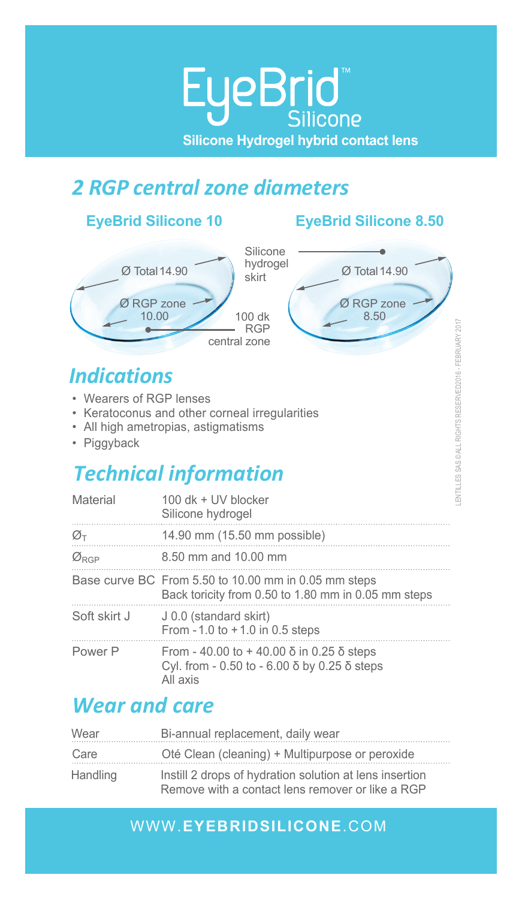# EyeBrid™ Silicone

**Silicone Hydrogel hybrid contact lens**

## *2 RGP central zone diameters*

**EyeBrid Silicone 10**

- Ø Total 14.90
- Ø RGP zone 10.00
- Silicone hydrogel skirt
- 100 dk RGP central zone

**EyeBrid Silicone 8.50**

- Ø Total 14.90
- Ø RGP zone 8.50

## *Indications*

- Wearers of RGP lenses
- Keratoconus and other corneal irregularities
- All high ametropias, astigmatisms
- Piggyback

## *Technical information*

| | |
|---|---|
| Material | 100 dk + UV blocker<br>Silicone hydrogel |
| $Ø_T$ | 14.90 mm (15.50 mm possible) |
| $Ø_{RGP}$ | 8.50 mm and 10.00 mm |
| Base curve BC | From 5.50 to 10.00 mm in 0.05 mm steps<br>Back toricity from 0.50 to 1.80 mm in 0.05 mm steps |
| Soft skirt J | J 0.0 (standard skirt)<br>From - 1.0 to + 1.0 in 0.5 steps |
| Power P | From - 40.00 to + 40.00 δ in 0.25 δ steps<br>Cyl. from - 0.50 to - 6.00 δ by 0.25 δ steps<br>All axis |

## *Wear and care*

| | |
|---|---|
| Wear | Bi-annual replacement, daily wear |
| Care | Oté Clean (cleaning) + Multipurpose or peroxide |
| Handling | Instill 2 drops of hydration solution at lens insertion<br>Remove with a contact lens remover or like a RGP |

LENTILLES SAS ©ALL RIGHTS RESERVED2016 - FEBRUARY 2017

WWW.**EYEBRIDSILICONE**.COM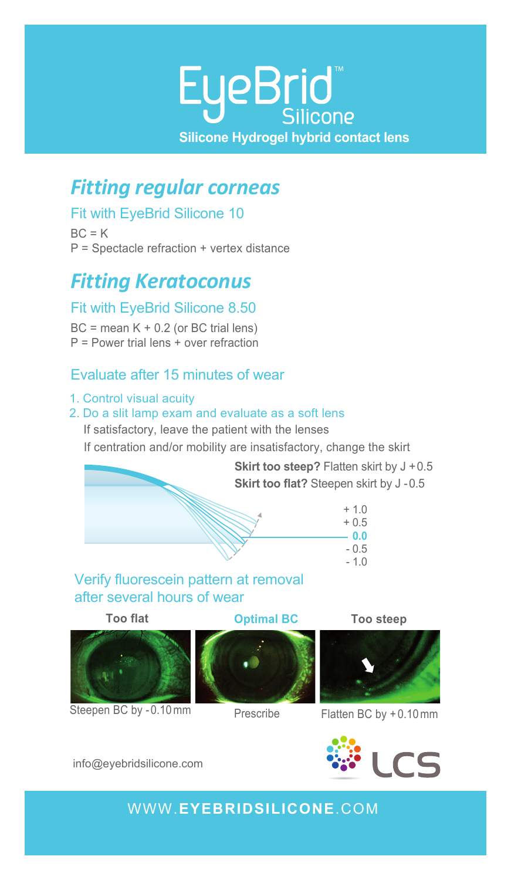# EyeBrid™ Silicone

**Silicone Hydrogel hybrid contact lens**

## *Fitting regular corneas*

### Fit with EyeBrid Silicone 10

BC = K
P = Spectacle refraction + vertex distance

## *Fitting Keratoconus*

### Fit with EyeBrid Silicone 8.50

BC = mean K + 0.2 (or BC trial lens)
P = Power trial lens + over refraction

### Evaluate after 15 minutes of wear

1. Control visual acuity
2. Do a slit lamp exam and evaluate as a soft lens

   If satisfactory, leave the patient with the lenses

   If centration and/or mobility are insatisfactory, change the skirt

**Skirt too steep?** Flatten skirt by J +0.5
**Skirt too flat?** Steepen skirt by J -0.5

+ 1.0
+ 0.5
**0.0**
- 0.5
- 1.0

### Verify fluorescein pattern at removal after several hours of wear

**Too flat**
Steepen BC by -0.10 mm

**Optimal BC**
Prescribe

**Too steep**
Flatten BC by +0.10 mm

info@eyebridsilicone.com

LCS

WWW.**EYEBRIDSILICONE**.COM